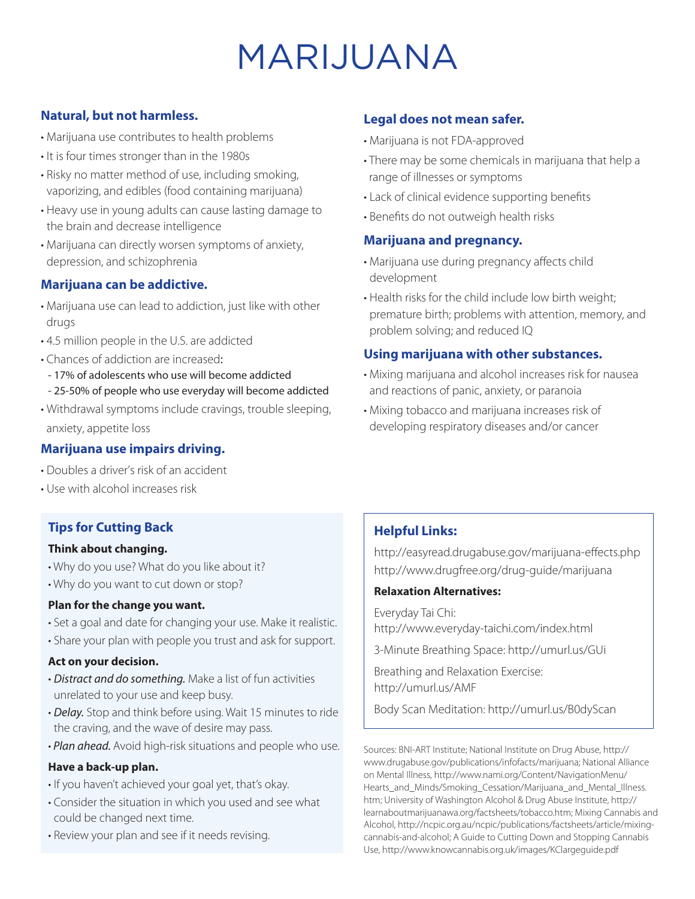# MARIJUANA

## Natural, but not harmless.

- Marijuana use contributes to health problems
- It is four times stronger than in the 1980s
- Risky no matter method of use, including smoking, vaporizing, and edibles (food containing marijuana)
- Heavy use in young adults can cause lasting damage to the brain and decrease intelligence
- Marijuana can directly worsen symptoms of anxiety, depression, and schizophrenia

## Marijuana can be addictive.

- Marijuana use can lead to addiction, just like with other drugs
- 4.5 million people in the U.S. are addicted
- Chances of addiction are increased:
  - 17% of adolescents who use will become addicted
  - 25-50% of people who use everyday will become addicted
- Withdrawal symptoms include cravings, trouble sleeping, anxiety, appetite loss

## Marijuana use impairs driving.

- Doubles a driver's risk of an accident
- Use with alcohol increases risk

## Legal does not mean safer.

- Marijuana is not FDA-approved
- There may be some chemicals in marijuana that help a range of illnesses or symptoms
- Lack of clinical evidence supporting benefits
- Benefits do not outweigh health risks

## Marijuana and pregnancy.

- Marijuana use during pregnancy affects child development
- Health risks for the child include low birth weight; premature birth; problems with attention, memory, and problem solving; and reduced IQ

## Using marijuana with other substances.

- Mixing marijuana and alcohol increases risk for nausea and reactions of panic, anxiety, or paranoia
- Mixing tobacco and marijuana increases risk of developing respiratory diseases and/or cancer

## Tips for Cutting Back

**Think about changing.**

- Why do you use? What do you like about it?
- Why do you want to cut down or stop?

**Plan for the change you want.**

- Set a goal and date for changing your use. Make it realistic.
- Share your plan with people you trust and ask for support.

**Act on your decision.**

- *Distract and do something.* Make a list of fun activities unrelated to your use and keep busy.
- *Delay.* Stop and think before using. Wait 15 minutes to ride the craving, and the wave of desire may pass.
- *Plan ahead.* Avoid high-risk situations and people who use.

**Have a back-up plan.**

- If you haven't achieved your goal yet, that's okay.
- Consider the situation in which you used and see what could be changed next time.
- Review your plan and see if it needs revising.

## Helpful Links:

http://easyread.drugabuse.gov/marijuana-effects.php
http://www.drugfree.org/drug-guide/marijuana

**Relaxation Alternatives:**

Everyday Tai Chi: http://www.everyday-taichi.com/index.html

3-Minute Breathing Space: http://umurl.us/GUi

Breathing and Relaxation Exercise: http://umurl.us/AMF

Body Scan Meditation: http://umurl.us/B0dyScan

Sources: BNI-ART Institute; National Institute on Drug Abuse, http://www.drugabuse.gov/publications/infofacts/marijuana; National Alliance on Mental Illness, http://www.nami.org/Content/NavigationMenu/Hearts_and_Minds/Smoking_Cessation/Marijuana_and_Mental_Illness.htm; University of Washington Alcohol & Drug Abuse Institute, http://learnaboutmarijuanawa.org/factsheets/tobacco.htm; Mixing Cannabis and Alcohol, http://ncpic.org.au/ncpic/publications/factsheets/article/mixing-cannabis-and-alcohol; A Guide to Cutting Down and Stopping Cannabis Use, http://www.knowcannabis.org.uk/images/KClargeguide.pdf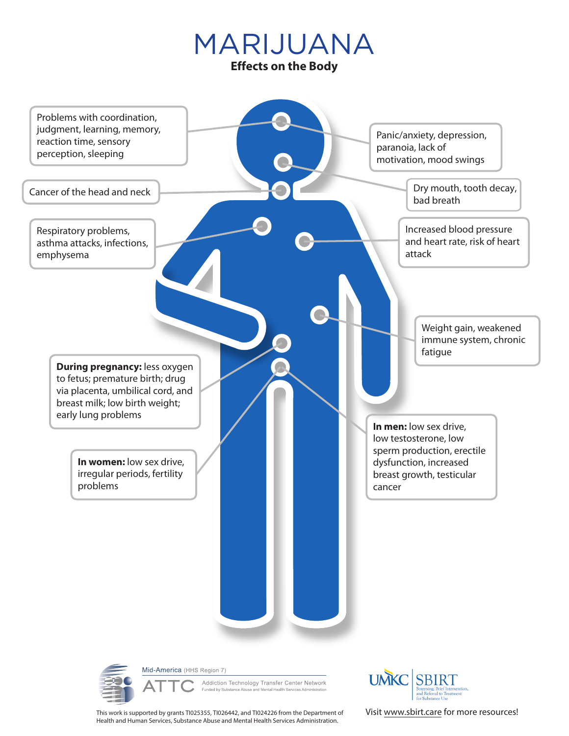# MARIJUANA

**Effects on the Body**

Problems with coordination, judgment, learning, memory, reaction time, sensory perception, sleeping

Panic/anxiety, depression, paranoia, lack of motivation, mood swings

Cancer of the head and neck

Dry mouth, tooth decay, bad breath

Respiratory problems, asthma attacks, infections, emphysema

Increased blood pressure and heart rate, risk of heart attack

Weight gain, weakened immune system, chronic fatigue

**During pregnancy:** less oxygen to fetus; premature birth; drug via placenta, umbilical cord, and breast milk; low birth weight; early lung problems

**In men:** low sex drive, low testosterone, low sperm production, erectile dysfunction, increased breast growth, testicular cancer

**In women:** low sex drive, irregular periods, fertility problems

Mid-America (HHS Region 7)
ATTC Addiction Technology Transfer Center Network
Funded by Substance Abuse and Mental Health Services Administration

UMKC SBIRT
Screening, Brief Intervention, and Referral to Treatment for Substance Use

This work is supported by grants TI025355, TI026442, and TI024226 from the Department of Health and Human Services, Substance Abuse and Mental Health Services Administration.

Visit www.sbirt.care for more resources!